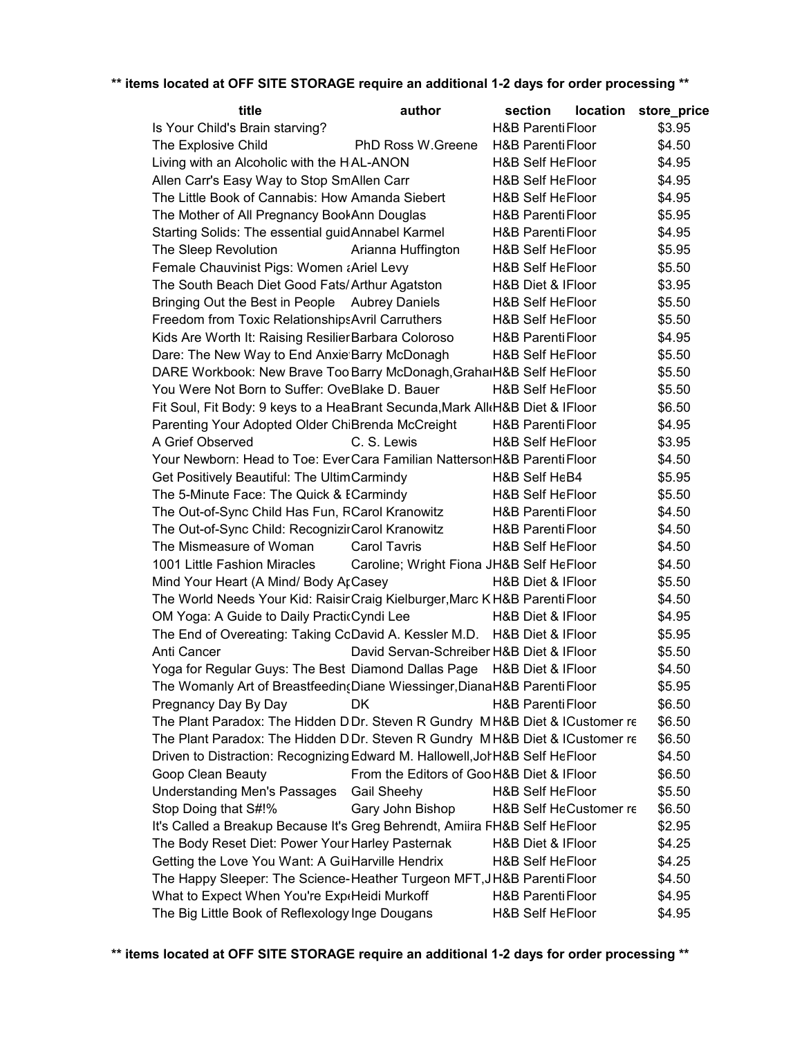**** items located at OFF SITE STORAGE require an additional 1-2 days for order processing ****

| title | author | section | location | store_price |
|---|---|---|---|---|
| Is Your Child's Brain starving? | | H&B Parenti | Floor | $3.95 |
| The Explosive Child | PhD Ross W.Greene | H&B Parenti | Floor | $4.50 |
| Living with an Alcoholic with the H | AL-ANON | H&B Self He | Floor | $4.95 |
| Allen Carr's Easy Way to Stop Sm | Allen Carr | H&B Self He | Floor | $4.95 |
| The Little Book of Cannabis: How | Amanda Siebert | H&B Self He | Floor | $4.95 |
| The Mother of All Pregnancy Book | Ann Douglas | H&B Parenti | Floor | $5.95 |
| Starting Solids: The essential guid | Annabel Karmel | H&B Parenti | Floor | $4.95 |
| The Sleep Revolution | Arianna Huffington | H&B Self He | Floor | $5.95 |
| Female Chauvinist Pigs: Women a | Ariel Levy | H&B Self He | Floor | $5.50 |
| The South Beach Diet Good Fats/ | Arthur Agatston | H&B Diet & I | Floor | $3.95 |
| Bringing Out the Best in People | Aubrey Daniels | H&B Self He | Floor | $5.50 |
| Freedom from Toxic Relationships | Avril Carruthers | H&B Self He | Floor | $5.50 |
| Kids Are Worth It: Raising Resilier | Barbara Coloroso | H&B Parenti | Floor | $4.95 |
| Dare: The New Way to End Anxie | Barry McDonagh | H&B Self He | Floor | $5.50 |
| DARE Workbook: New Brave Too | Barry McDonagh,Grahai | H&B Self He | Floor | $5.50 |
| You Were Not Born to Suffer: Ove | Blake D. Bauer | H&B Self He | Floor | $5.50 |
| Fit Soul, Fit Body: 9 keys to a Hea | Brant Secunda,Mark All | H&B Diet & I | Floor | $6.50 |
| Parenting Your Adopted Older Chi | Brenda McCreight | H&B Parenti | Floor | $4.95 |
| A Grief Observed | C. S. Lewis | H&B Self He | Floor | $3.95 |
| Your Newborn: Head to Toe: Ever | Cara Familian Natterson | H&B Parenti | Floor | $4.50 |
| Get Positively Beautiful: The Ultim | Carmindy | H&B Self He | B4 | $5.95 |
| The 5-Minute Face: The Quick & E | Carmindy | H&B Self He | Floor | $5.50 |
| The Out-of-Sync Child Has Fun, R | Carol Kranowitz | H&B Parenti | Floor | $4.50 |
| The Out-of-Sync Child: Recognizir | Carol Kranowitz | H&B Parenti | Floor | $4.50 |
| The Mismeasure of Woman | Carol Tavris | H&B Self He | Floor | $4.50 |
| 1001 Little Fashion Miracles | Caroline; Wright Fiona J | H&B Self He | Floor | $4.50 |
| Mind Your Heart (A Mind/ Body Ap | Casey | H&B Diet & I | Floor | $5.50 |
| The World Needs Your Kid: Raisir | Craig Kielburger,Marc K | H&B Parenti | Floor | $4.50 |
| OM Yoga: A Guide to Daily Practic | Cyndi Lee | H&B Diet & I | Floor | $4.95 |
| The End of Overeating: Taking Co | David A. Kessler M.D. | H&B Diet & I | Floor | $5.95 |
| Anti Cancer | David Servan-Schreiber | H&B Diet & I | Floor | $5.50 |
| Yoga for Regular Guys: The Best | Diamond Dallas Page | H&B Diet & I | Floor | $4.50 |
| The Womanly Art of Breastfeeding | Diane Wiessinger,Diana | H&B Parenti | Floor | $5.95 |
| Pregnancy Day By Day | DK | H&B Parenti | Floor | $6.50 |
| The Plant Paradox: The Hidden D | Dr. Steven R Gundry M | H&B Diet & I | Customer re | $6.50 |
| The Plant Paradox: The Hidden D | Dr. Steven R Gundry M | H&B Diet & I | Customer re | $6.50 |
| Driven to Distraction: Recognizing | Edward M. Hallowell,Jol | H&B Self He | Floor | $4.50 |
| Goop Clean Beauty | From the Editors of Goo | H&B Diet & I | Floor | $6.50 |
| Understanding Men's Passages | Gail Sheehy | H&B Self He | Floor | $5.50 |
| Stop Doing that S#!% | Gary John Bishop | H&B Self He | Customer re | $6.50 |
| It's Called a Breakup Because It's | Greg Behrendt, Amiira F | H&B Self He | Floor | $2.95 |
| The Body Reset Diet: Power Your | Harley Pasternak | H&B Diet & I | Floor | $4.25 |
| Getting the Love You Want: A Gui | Harville Hendrix | H&B Self He | Floor | $4.25 |
| The Happy Sleeper: The Science- | Heather Turgeon MFT,J | H&B Parenti | Floor | $4.50 |
| What to Expect When You're Exp | Heidi Murkoff | H&B Parenti | Floor | $4.95 |
| The Big Little Book of Reflexology | Inge Dougans | H&B Self He | Floor | $4.95 |

**** items located at OFF SITE STORAGE require an additional 1-2 days for order processing ****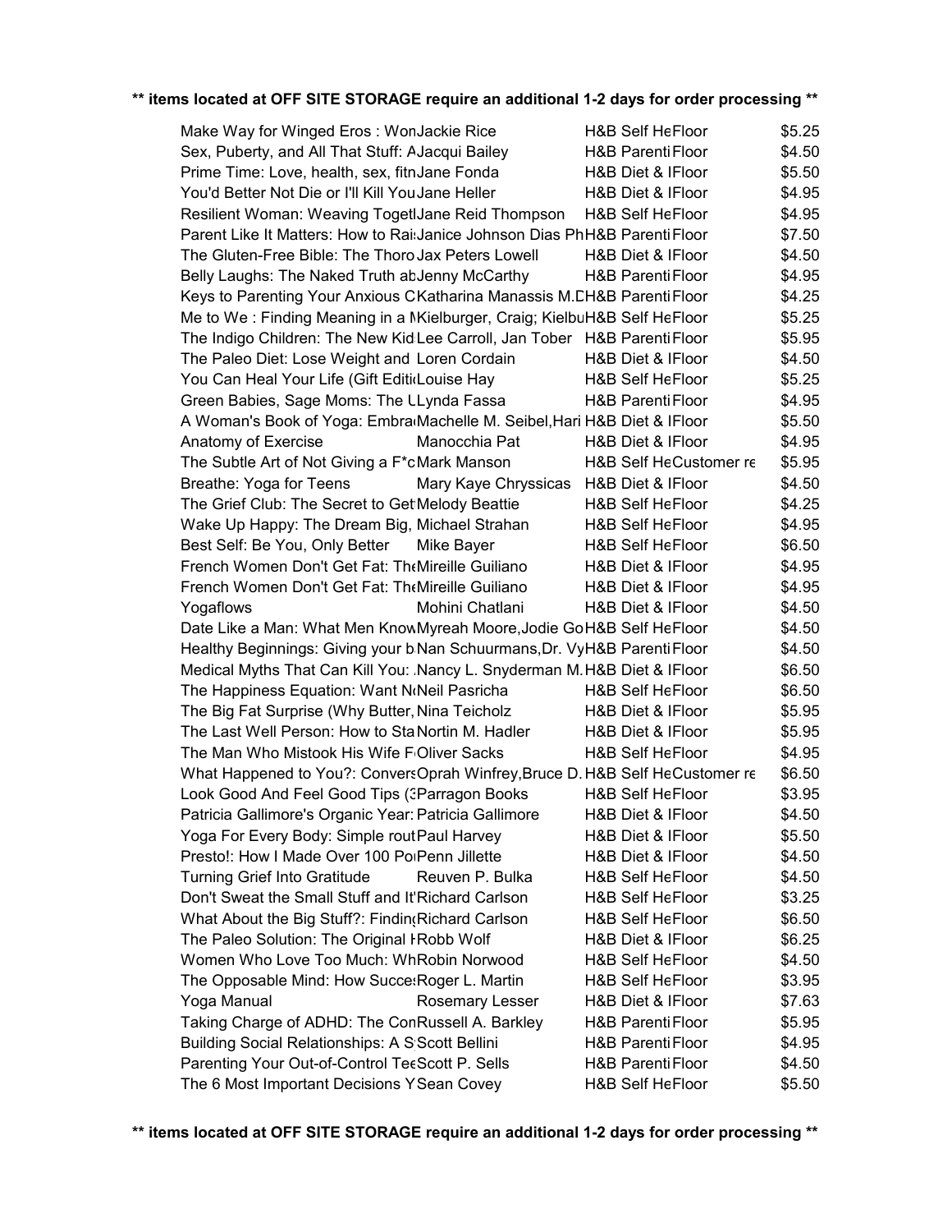**\*\* items located at OFF SITE STORAGE require an additional 1-2 days for order processing \*\***

| | | | | |
|---|---|---|---|---|
| Make Way for Winged Eros : Won | Jackie Rice | H&B Self He | Floor | $5.25 |
| Sex, Puberty, and All That Stuff: A | Jacqui Bailey | H&B Parenti | Floor | $4.50 |
| Prime Time: Love, health, sex, fitn | Jane Fonda | H&B Diet & I | Floor | $5.50 |
| You'd Better Not Die or I'll Kill You | Jane Heller | H&B Diet & I | Floor | $4.95 |
| Resilient Woman: Weaving Togetl | Jane Reid Thompson | H&B Self He | Floor | $4.95 |
| Parent Like It Matters: How to Rai: | Janice Johnson Dias Ph | H&B Parenti | Floor | $7.50 |
| The Gluten-Free Bible: The Thoro | Jax Peters Lowell | H&B Diet & I | Floor | $4.50 |
| Belly Laughs: The Naked Truth ab | Jenny McCarthy | H&B Parenti | Floor | $4.95 |
| Keys to Parenting Your Anxious C | Katharina Manassis M.E | H&B Parenti | Floor | $4.25 |
| Me to We : Finding Meaning in a M | Kielburger, Craig; Kielbu | H&B Self He | Floor | $5.25 |
| The Indigo Children: The New Kid | Lee Carroll, Jan Tober | H&B Parenti | Floor | $5.95 |
| The Paleo Diet: Lose Weight and | Loren Cordain | H&B Diet & I | Floor | $4.50 |
| You Can Heal Your Life (Gift Editi | Louise Hay | H&B Self He | Floor | $5.25 |
| Green Babies, Sage Moms: The L | Lynda Fassa | H&B Parenti | Floor | $4.95 |
| A Woman's Book of Yoga: Embra | Machelle M. Seibel,Hari | H&B Diet & I | Floor | $5.50 |
| Anatomy of Exercise | Manocchia Pat | H&B Diet & I | Floor | $4.95 |
| The Subtle Art of Not Giving a F*c | Mark Manson | H&B Self He | Customer re | $5.95 |
| Breathe: Yoga for Teens | Mary Kaye Chryssicas | H&B Diet & I | Floor | $4.50 |
| The Grief Club: The Secret to Get | Melody Beattie | H&B Self He | Floor | $4.25 |
| Wake Up Happy: The Dream Big, | Michael Strahan | H&B Self He | Floor | $4.95 |
| Best Self: Be You, Only Better | Mike Bayer | H&B Self He | Floor | $6.50 |
| French Women Don't Get Fat: The | Mireille Guiliano | H&B Diet & I | Floor | $4.95 |
| French Women Don't Get Fat: The | Mireille Guiliano | H&B Diet & I | Floor | $4.95 |
| Yogaflows | Mohini Chatlani | H&B Diet & I | Floor | $4.50 |
| Date Like a Man: What Men Know | Myreah Moore,Jodie Go | H&B Self He | Floor | $4.50 |
| Healthy Beginnings: Giving your b | Nan Schuurmans,Dr. Vy | H&B Parenti | Floor | $4.50 |
| Medical Myths That Can Kill You: | Nancy L. Snyderman M. | H&B Diet & I | Floor | $6.50 |
| The Happiness Equation: Want No | Neil Pasricha | H&B Self He | Floor | $6.50 |
| The Big Fat Surprise (Why Butter, | Nina Teicholz | H&B Diet & I | Floor | $5.95 |
| The Last Well Person: How to Sta | Nortin M. Hadler | H&B Diet & I | Floor | $5.95 |
| The Man Who Mistook His Wife F | Oliver Sacks | H&B Self He | Floor | $4.95 |
| What Happened to You?: Convers | Oprah Winfrey,Bruce D. | H&B Self He | Customer re | $6.50 |
| Look Good And Feel Good Tips (3 | Parragon Books | H&B Self He | Floor | $3.95 |
| Patricia Gallimore's Organic Year: | Patricia Gallimore | H&B Diet & I | Floor | $4.50 |
| Yoga For Every Body: Simple rout | Paul Harvey | H&B Diet & I | Floor | $5.50 |
| Presto!: How I Made Over 100 Po | Penn Jillette | H&B Diet & I | Floor | $4.50 |
| Turning Grief Into Gratitude | Reuven P. Bulka | H&B Self He | Floor | $4.50 |
| Don't Sweat the Small Stuff and It' | Richard Carlson | H&B Self He | Floor | $3.25 |
| What About the Big Stuff?: Findin | Richard Carlson | H&B Self He | Floor | $6.50 |
| The Paleo Solution: The Original H | Robb Wolf | H&B Diet & I | Floor | $6.25 |
| Women Who Love Too Much: Wh | Robin Norwood | H&B Self He | Floor | $4.50 |
| The Opposable Mind: How Succes | Roger L. Martin | H&B Self He | Floor | $3.95 |
| Yoga Manual | Rosemary Lesser | H&B Diet & I | Floor | $7.63 |
| Taking Charge of ADHD: The Con | Russell A. Barkley | H&B Parenti | Floor | $5.95 |
| Building Social Relationships: A S | Scott Bellini | H&B Parenti | Floor | $4.95 |
| Parenting Your Out-of-Control Tee | Scott P. Sells | H&B Parenti | Floor | $4.50 |
| The 6 Most Important Decisions Y | Sean Covey | H&B Self He | Floor | $5.50 |

**\*\* items located at OFF SITE STORAGE require an additional 1-2 days for order processing \*\***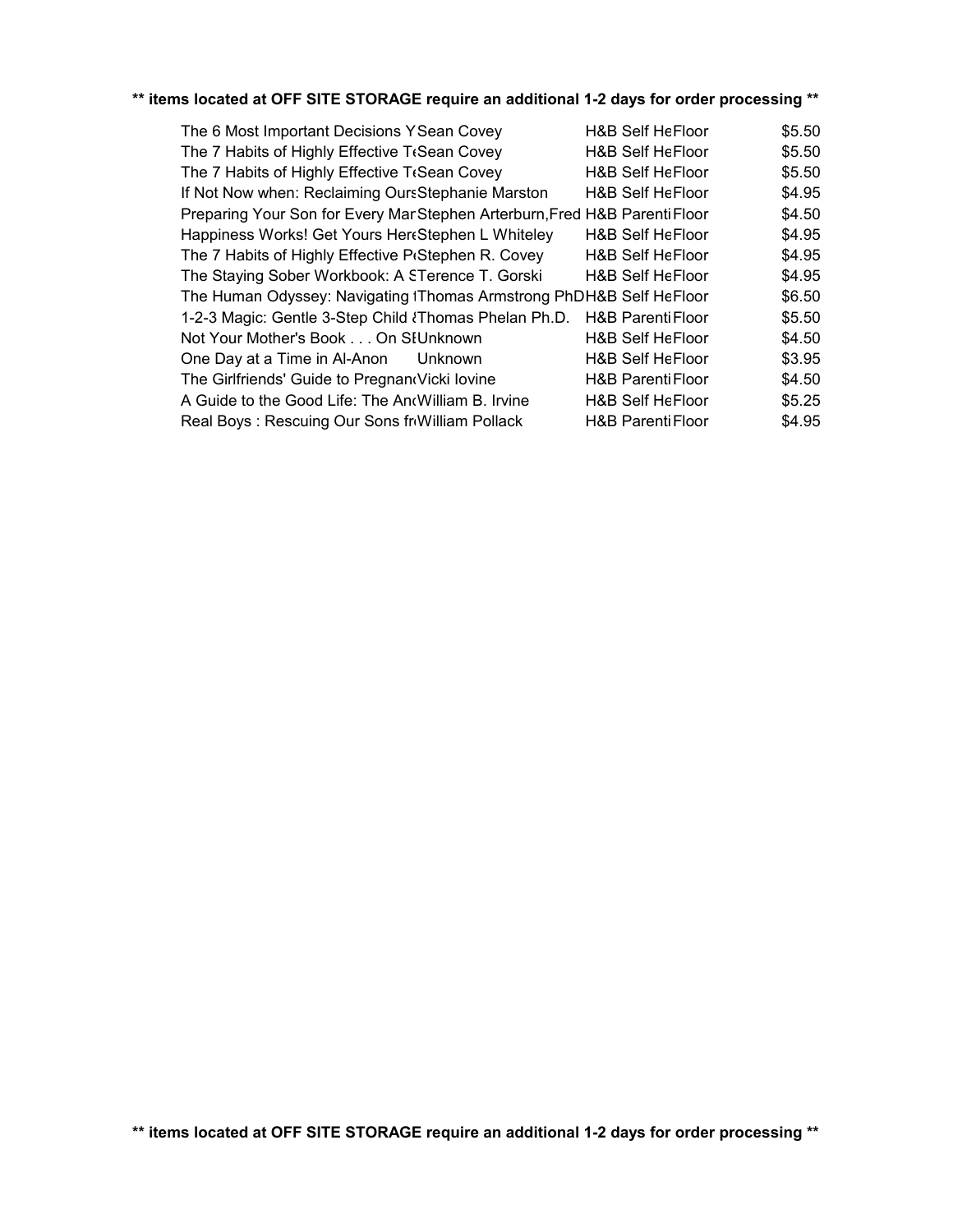**\*\* items located at OFF SITE STORAGE require an additional 1-2 days for order processing \*\***

| | | | | |
|---|---|---|---|---|
| The 6 Most Important Decisions Y | Sean Covey | H&B Self He | Floor | $5.50 |
| The 7 Habits of Highly Effective T | Sean Covey | H&B Self He | Floor | $5.50 |
| The 7 Habits of Highly Effective T | Sean Covey | H&B Self He | Floor | $5.50 |
| If Not Now when: Reclaiming Ours | Stephanie Marston | H&B Self He | Floor | $4.95 |
| Preparing Your Son for Every Mar | Stephen Arterburn,Fred | H&B Parenti | Floor | $4.50 |
| Happiness Works! Get Yours Here | Stephen L Whiteley | H&B Self He | Floor | $4.95 |
| The 7 Habits of Highly Effective P | Stephen R. Covey | H&B Self He | Floor | $4.95 |
| The Staying Sober Workbook: A S | Terence T. Gorski | H&B Self He | Floor | $4.95 |
| The Human Odyssey: Navigating t | Thomas Armstrong PhD | H&B Self He | Floor | $6.50 |
| 1-2-3 Magic: Gentle 3-Step Child ( | Thomas Phelan Ph.D. | H&B Parenti | Floor | $5.50 |
| Not Your Mother's Book . . . On S | Unknown | H&B Self He | Floor | $4.50 |
| One Day at a Time in Al-Anon | Unknown | H&B Self He | Floor | $3.95 |
| The Girlfriends' Guide to Pregnan | Vicki Iovine | H&B Parenti | Floor | $4.50 |
| A Guide to the Good Life: The An | William B. Irvine | H&B Self He | Floor | $5.25 |
| Real Boys : Rescuing Our Sons fr | William Pollack | H&B Parenti | Floor | $4.95 |

**\*\* items located at OFF SITE STORAGE require an additional 1-2 days for order processing \*\***